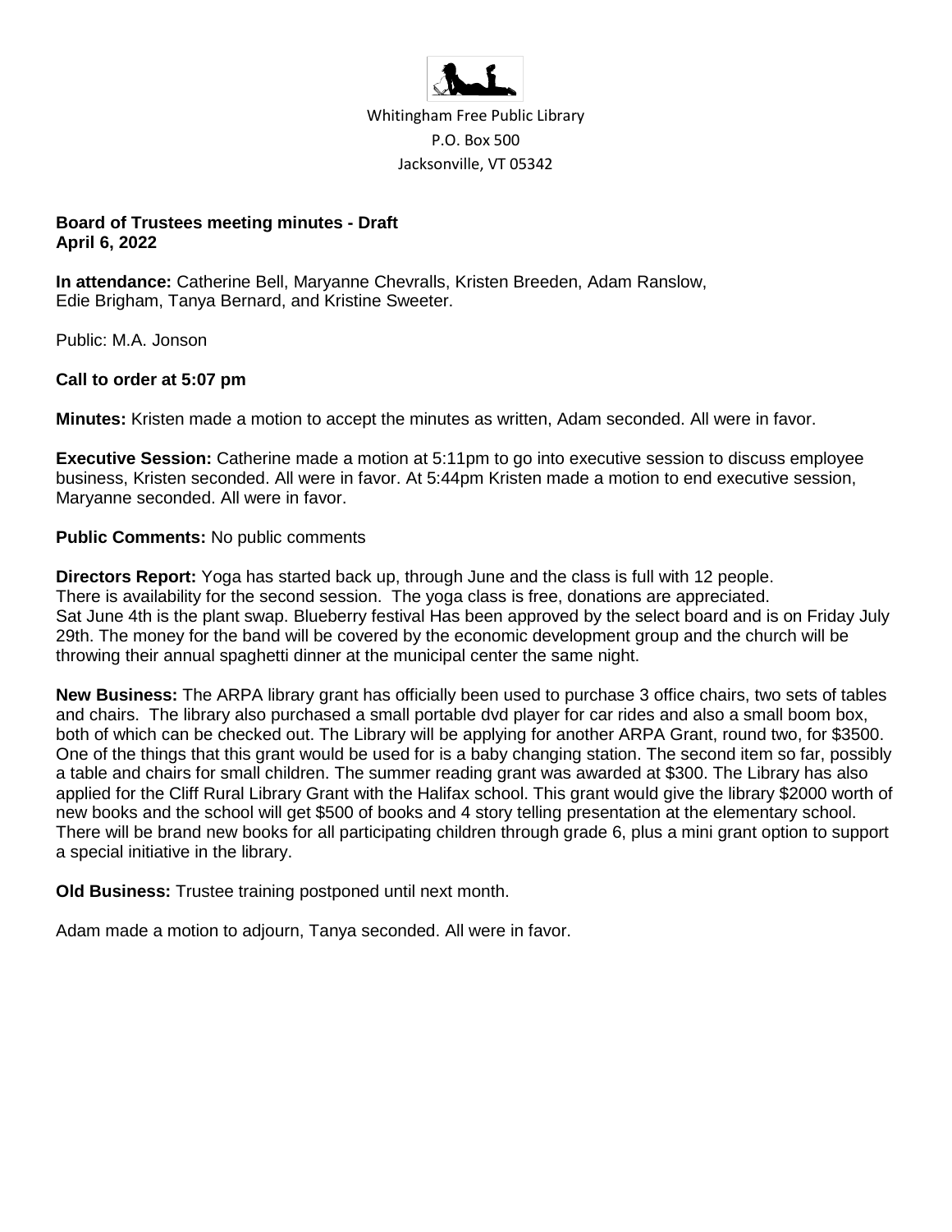Whitingham Free Public Library
P.O. Box 500
Jacksonville, VT 05342

**Board of Trustees meeting minutes - Draft**
**April 6, 2022**

**In attendance:** Catherine Bell, Maryanne Chevralls, Kristen Breeden, Adam Ranslow, Edie Brigham, Tanya Bernard, and Kristine Sweeter.

Public: M.A. Jonson

**Call to order at 5:07 pm**

**Minutes:** Kristen made a motion to accept the minutes as written, Adam seconded. All were in favor.

**Executive Session:** Catherine made a motion at 5:11pm to go into executive session to discuss employee business, Kristen seconded. All were in favor. At 5:44pm Kristen made a motion to end executive session, Maryanne seconded. All were in favor.

**Public Comments:** No public comments

**Directors Report:** Yoga has started back up, through June and the class is full with 12 people. There is availability for the second session. The yoga class is free, donations are appreciated. Sat June 4th is the plant swap. Blueberry festival Has been approved by the select board and is on Friday July 29th. The money for the band will be covered by the economic development group and the church will be throwing their annual spaghetti dinner at the municipal center the same night.

**New Business:** The ARPA library grant has officially been used to purchase 3 office chairs, two sets of tables and chairs. The library also purchased a small portable dvd player for car rides and also a small boom box, both of which can be checked out. The Library will be applying for another ARPA Grant, round two, for $3500. One of the things that this grant would be used for is a baby changing station. The second item so far, possibly a table and chairs for small children. The summer reading grant was awarded at $300. The Library has also applied for the Cliff Rural Library Grant with the Halifax school. This grant would give the library $2000 worth of new books and the school will get $500 of books and 4 story telling presentation at the elementary school. There will be brand new books for all participating children through grade 6, plus a mini grant option to support a special initiative in the library.

**Old Business:** Trustee training postponed until next month.

Adam made a motion to adjourn, Tanya seconded. All were in favor.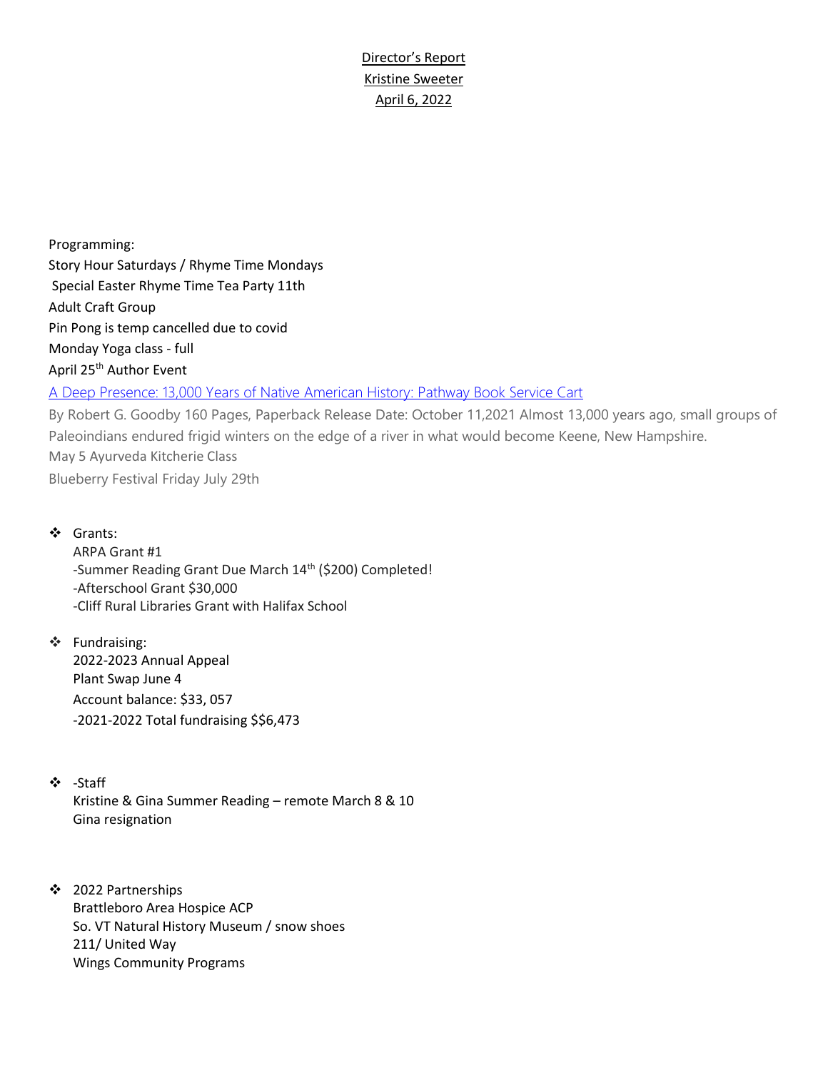Director's Report
Kristine Sweeter
April 6, 2022

Programming:
Story Hour Saturdays / Rhyme Time Mondays
Special Easter Rhyme Time Tea Party 11th
Adult Craft Group
Pin Pong is temp cancelled due to covid
Monday Yoga class - full
April 25th Author Event

A Deep Presence: 13,000 Years of Native American History: Pathway Book Service Cart

By Robert G. Goodby 160 Pages, Paperback Release Date: October 11,2021 Almost 13,000 years ago, small groups of Paleoindians endured frigid winters on the edge of a river in what would become Keene, New Hampshire.

May 5 Ayurveda Kitcherie Class
Blueberry Festival Friday July 29th

- Grants:
  ARPA Grant #1
  -Summer Reading Grant Due March 14th ($200) Completed!
  -Afterschool Grant $30,000
  -Cliff Rural Libraries Grant with Halifax School

- Fundraising:
  2022-2023 Annual Appeal
  Plant Swap June 4
  Account balance: $33, 057
  -2021-2022 Total fundraising $$6,473

- -Staff
  Kristine & Gina Summer Reading – remote March 8 & 10
  Gina resignation

- 2022 Partnerships
  Brattleboro Area Hospice ACP
  So. VT Natural History Museum / snow shoes
  211/ United Way
  Wings Community Programs